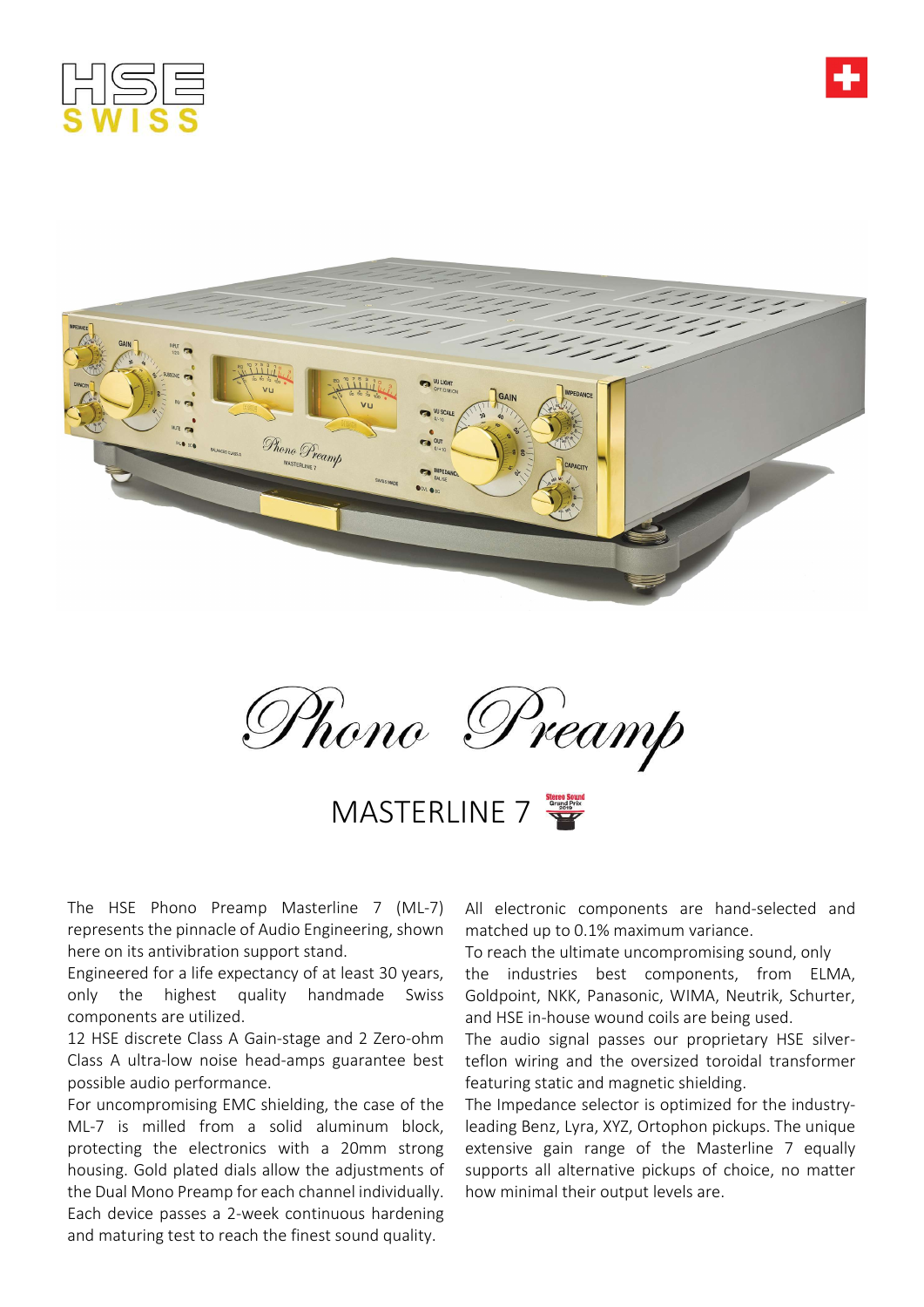# Phono Preamp

## MASTERLINE 7

The HSE Phono Preamp Masterline 7 (ML-7) represents the pinnacle of Audio Engineering, shown here on its antivibration support stand.

Engineered for a life expectancy of at least 30 years, only the highest quality handmade Swiss components are utilized.

12 HSE discrete Class A Gain-stage and 2 Zero-ohm Class A ultra-low noise head-amps guarantee best possible audio performance.

For uncompromising EMC shielding, the case of the ML-7 is milled from a solid aluminum block, protecting the electronics with a 20mm strong housing. Gold plated dials allow the adjustments of the Dual Mono Preamp for each channel individually. Each device passes a 2-week continuous hardening and maturing test to reach the finest sound quality.

All electronic components are hand-selected and matched up to 0.1% maximum variance.

To reach the ultimate uncompromising sound, only the industries best components, from ELMA, Goldpoint, NKK, Panasonic, WIMA, Neutrik, Schurter, and HSE in-house wound coils are being used.

The audio signal passes our proprietary HSE silver-teflon wiring and the oversized toroidal transformer featuring static and magnetic shielding.

The Impedance selector is optimized for the industry-leading Benz, Lyra, XYZ, Ortophon pickups. The unique extensive gain range of the Masterline 7 equally supports all alternative pickups of choice, no matter how minimal their output levels are.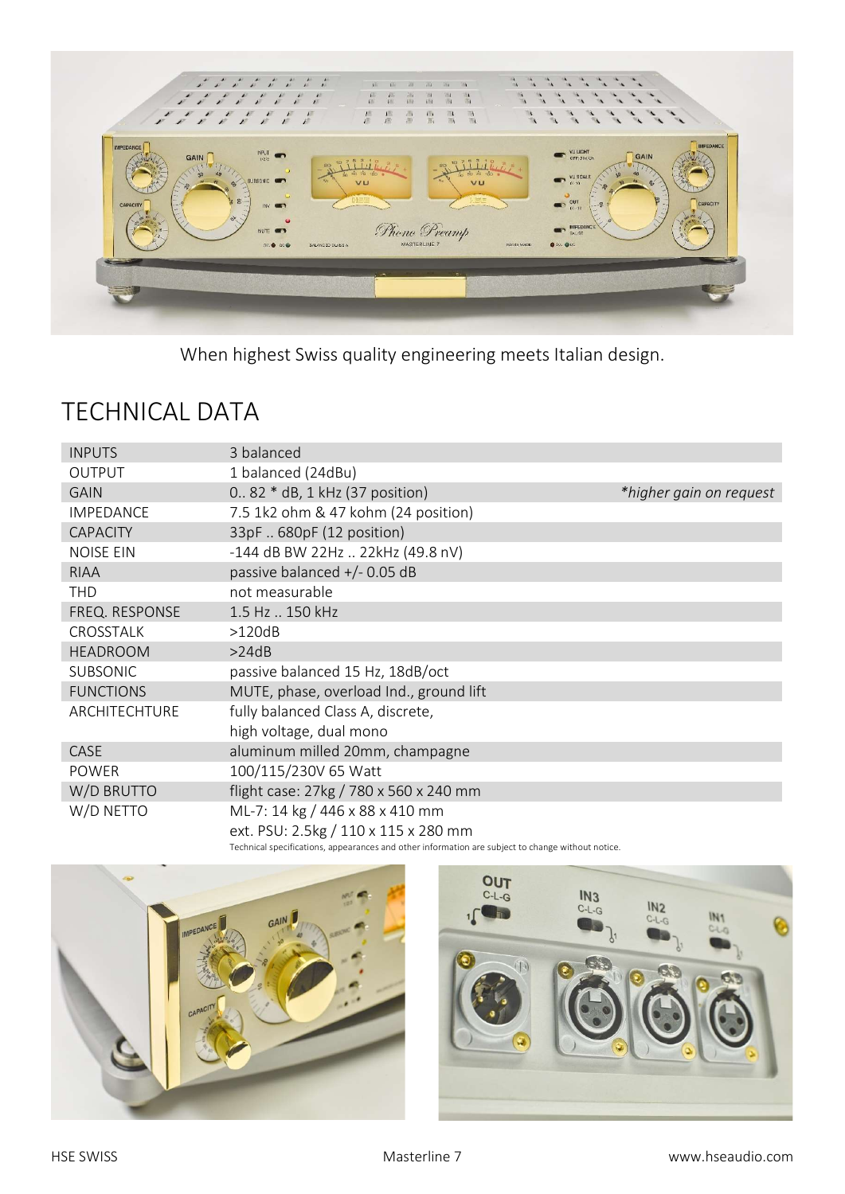When highest Swiss quality engineering meets Italian design.

## TECHNICAL DATA

| | | |
|---|---|---|
| INPUTS | 3 balanced | |
| OUTPUT | 1 balanced (24dBu) | |
| GAIN | 0.. 82 * dB, 1 kHz (37 position) | *higher gain on request* |
| IMPEDANCE | 7.5 1k2 ohm & 47 kohm (24 position) | |
| CAPACITY | 33pF .. 680pF (12 position) | |
| NOISE EIN | -144 dB BW 22Hz .. 22kHz (49.8 nV) | |
| RIAA | passive balanced +/- 0.05 dB | |
| THD | not measurable | |
| FREQ. RESPONSE | 1.5 Hz .. 150 kHz | |
| CROSSTALK | >120dB | |
| HEADROOM | >24dB | |
| SUBSONIC | passive balanced 15 Hz, 18dB/oct | |
| FUNCTIONS | MUTE, phase, overload Ind., ground lift | |
| ARCHITECHTURE | fully balanced Class A, discrete, high voltage, dual mono | |
| CASE | aluminum milled 20mm, champagne | |
| POWER | 100/115/230V 65 Watt | |
| W/D BRUTTO | flight case: 27kg / 780 x 560 x 240 mm | |
| W/D NETTO | ML-7: 14 kg / 446 x 88 x 410 mm<br>ext. PSU: 2.5kg / 110 x 115 x 280 mm | |

Technical specifications, appearances and other information are subject to change without notice.